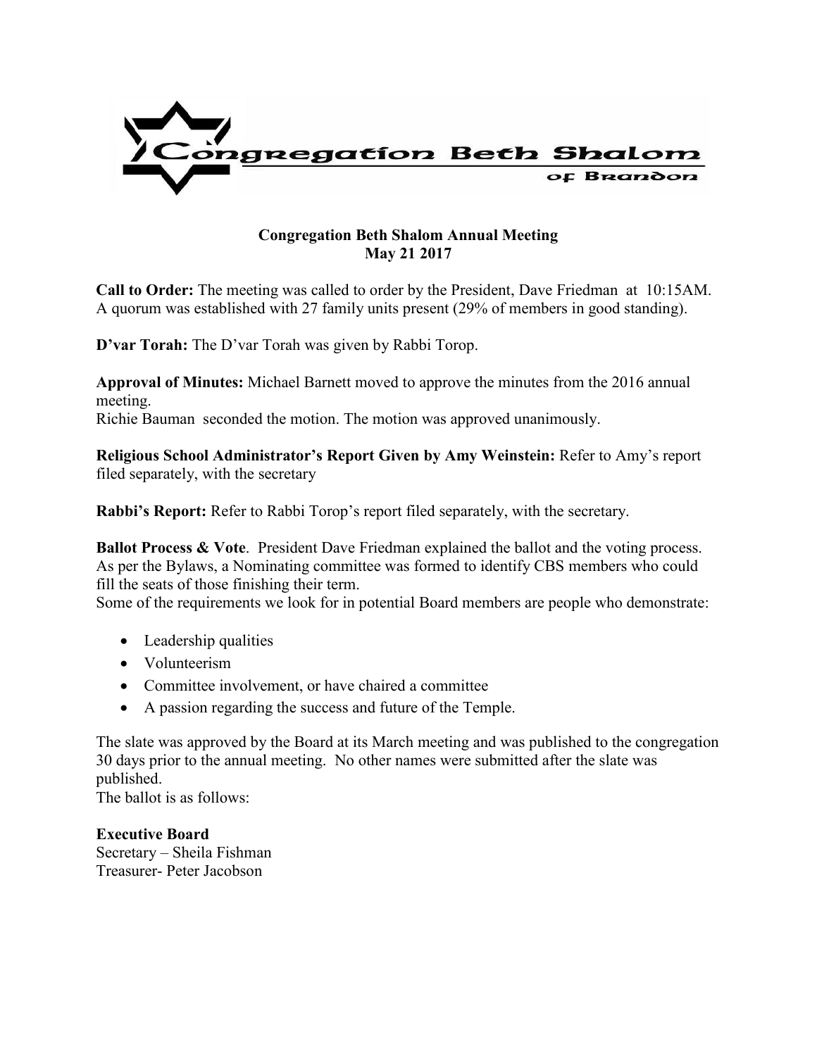Congregation Beth Shalom
of Brandon

**Congregation Beth Shalom Annual Meeting**
**May 21 2017**

**Call to Order:** The meeting was called to order by the President, Dave Friedman at 10:15AM. A quorum was established with 27 family units present (29% of members in good standing).

**D'var Torah:** The D'var Torah was given by Rabbi Torop.

**Approval of Minutes:** Michael Barnett moved to approve the minutes from the 2016 annual meeting.
Richie Bauman seconded the motion. The motion was approved unanimously.

**Religious School Administrator's Report Given by Amy Weinstein:** Refer to Amy's report filed separately, with the secretary

**Rabbi's Report:** Refer to Rabbi Torop's report filed separately, with the secretary.

**Ballot Process & Vote**. President Dave Friedman explained the ballot and the voting process. As per the Bylaws, a Nominating committee was formed to identify CBS members who could fill the seats of those finishing their term.
Some of the requirements we look for in potential Board members are people who demonstrate:

- Leadership qualities
- Volunteerism
- Committee involvement, or have chaired a committee
- A passion regarding the success and future of the Temple.

The slate was approved by the Board at its March meeting and was published to the congregation 30 days prior to the annual meeting. No other names were submitted after the slate was published.
The ballot is as follows:

**Executive Board**
Secretary – Sheila Fishman
Treasurer- Peter Jacobson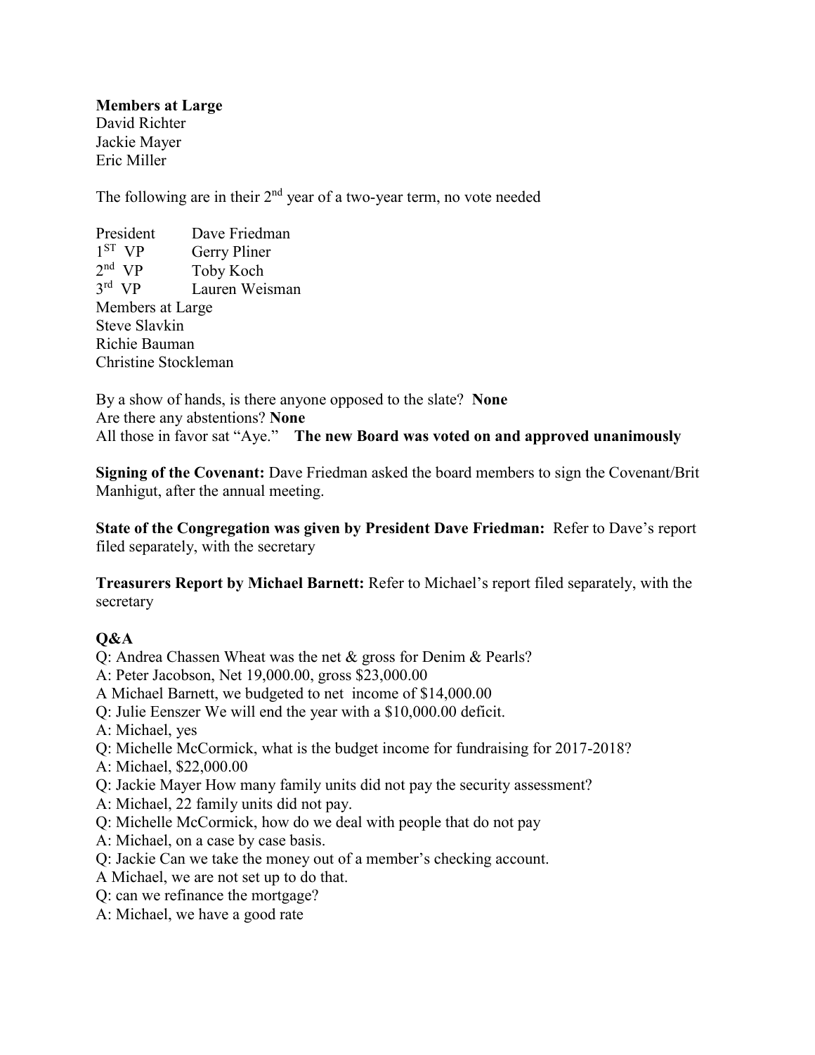**Members at Large**
David Richter
Jackie Mayer
Eric Miller

The following are in their 2nd year of a two-year term, no vote needed

President Dave Friedman
1ST VP Gerry Pliner
2nd VP Toby Koch
3rd VP Lauren Weisman
Members at Large
Steve Slavkin
Richie Bauman
Christine Stockleman

By a show of hands, is there anyone opposed to the slate? **None**
Are there any abstentions? **None**
All those in favor sat "Aye." **The new Board was voted on and approved unanimously**

**Signing of the Covenant:** Dave Friedman asked the board members to sign the Covenant/Brit Manhigut, after the annual meeting.

**State of the Congregation was given by President Dave Friedman:** Refer to Dave's report filed separately, with the secretary

**Treasurers Report by Michael Barnett:** Refer to Michael's report filed separately, with the secretary

**Q&A**

Q: Andrea Chassen Wheat was the net & gross for Denim & Pearls?
A: Peter Jacobson, Net 19,000.00, gross $23,000.00
A Michael Barnett, we budgeted to net income of $14,000.00
Q: Julie Eenszer We will end the year with a $10,000.00 deficit.
A: Michael, yes
Q: Michelle McCormick, what is the budget income for fundraising for 2017-2018?
A: Michael, $22,000.00
Q: Jackie Mayer How many family units did not pay the security assessment?
A: Michael, 22 family units did not pay.
Q: Michelle McCormick, how do we deal with people that do not pay
A: Michael, on a case by case basis.
Q: Jackie Can we take the money out of a member's checking account.
A Michael, we are not set up to do that.
Q: can we refinance the mortgage?
A: Michael, we have a good rate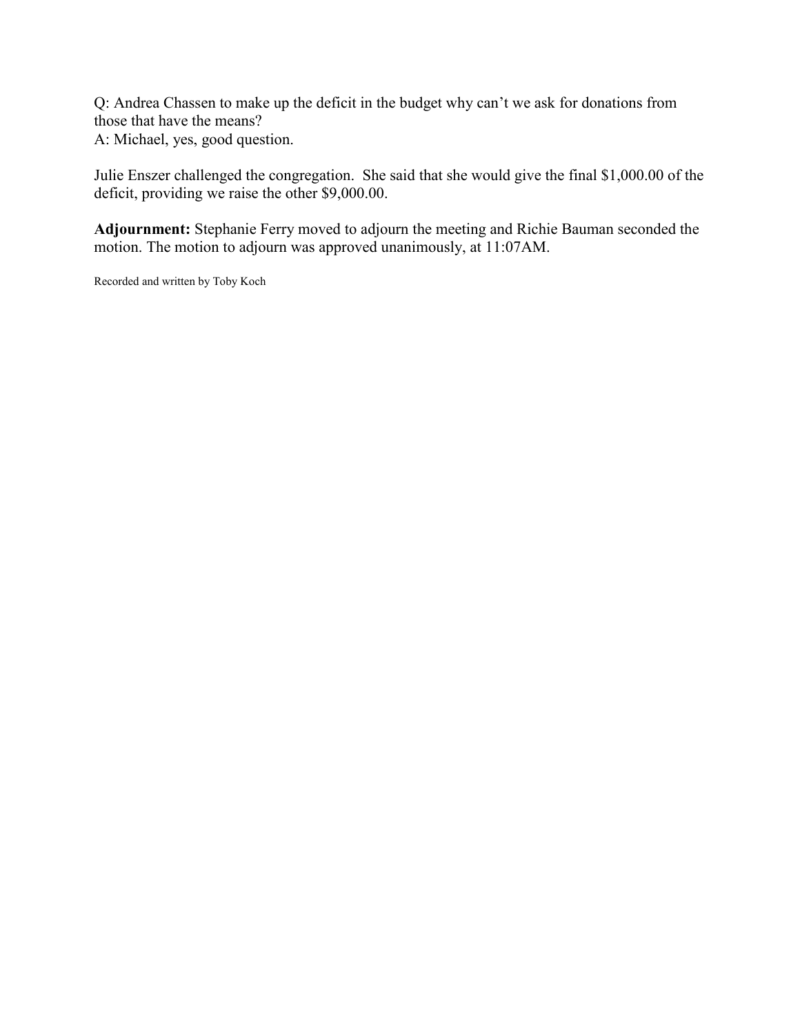Q: Andrea Chassen to make up the deficit in the budget why can't we ask for donations from those that have the means?
A: Michael, yes, good question.

Julie Enszer challenged the congregation. She said that she would give the final $1,000.00 of the deficit, providing we raise the other $9,000.00.

**Adjournment:** Stephanie Ferry moved to adjourn the meeting and Richie Bauman seconded the motion. The motion to adjourn was approved unanimously, at 11:07AM.

Recorded and written by Toby Koch